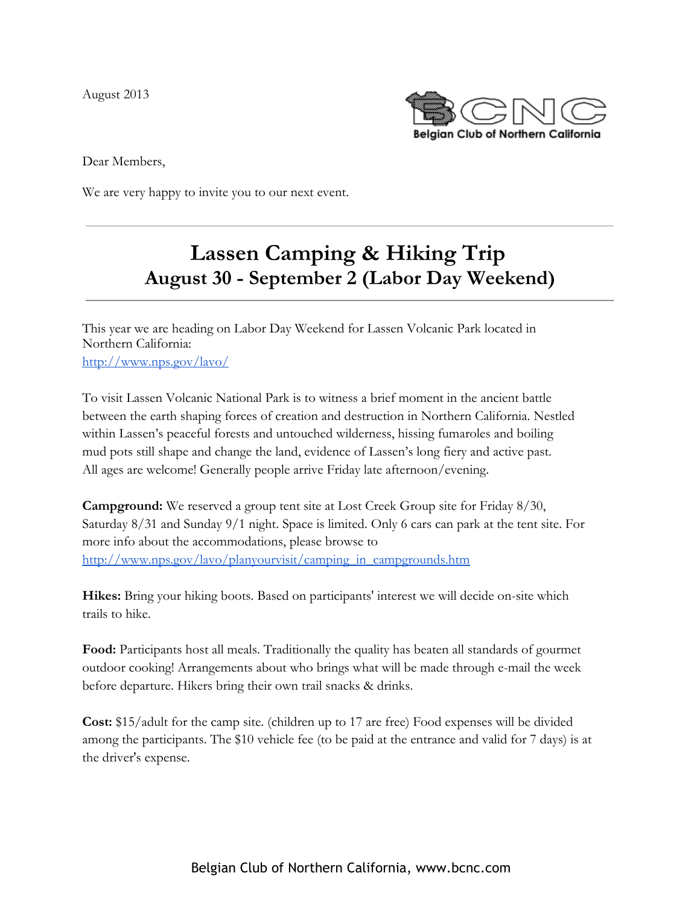August 2013

Belgian Club of Northern California

Dear Members,

We are very happy to invite you to our next event.

---

# Lassen Camping & Hiking Trip
## August 30 - September 2 (Labor Day Weekend)

---

This year we are heading on Labor Day Weekend for Lassen Volcanic Park located in Northern California:
http://www.nps.gov/lavo/

To visit Lassen Volcanic National Park is to witness a brief moment in the ancient battle between the earth shaping forces of creation and destruction in Northern California. Nestled within Lassen's peaceful forests and untouched wilderness, hissing fumaroles and boiling mud pots still shape and change the land, evidence of Lassen's long fiery and active past. All ages are welcome! Generally people arrive Friday late afternoon/evening.

**Campground:** We reserved a group tent site at Lost Creek Group site for Friday 8/30, Saturday 8/31 and Sunday 9/1 night. Space is limited. Only 6 cars can park at the tent site. For more info about the accommodations, please browse to
http://www.nps.gov/lavo/planyourvisit/camping_in_campgrounds.htm

**Hikes:** Bring your hiking boots. Based on participants' interest we will decide on-site which trails to hike.

**Food:** Participants host all meals. Traditionally the quality has beaten all standards of gourmet outdoor cooking! Arrangements about who brings what will be made through e-mail the week before departure. Hikers bring their own trail snacks & drinks.

**Cost:** $15/adult for the camp site. (children up to 17 are free) Food expenses will be divided among the participants. The $10 vehicle fee (to be paid at the entrance and valid for 7 days) is at the driver's expense.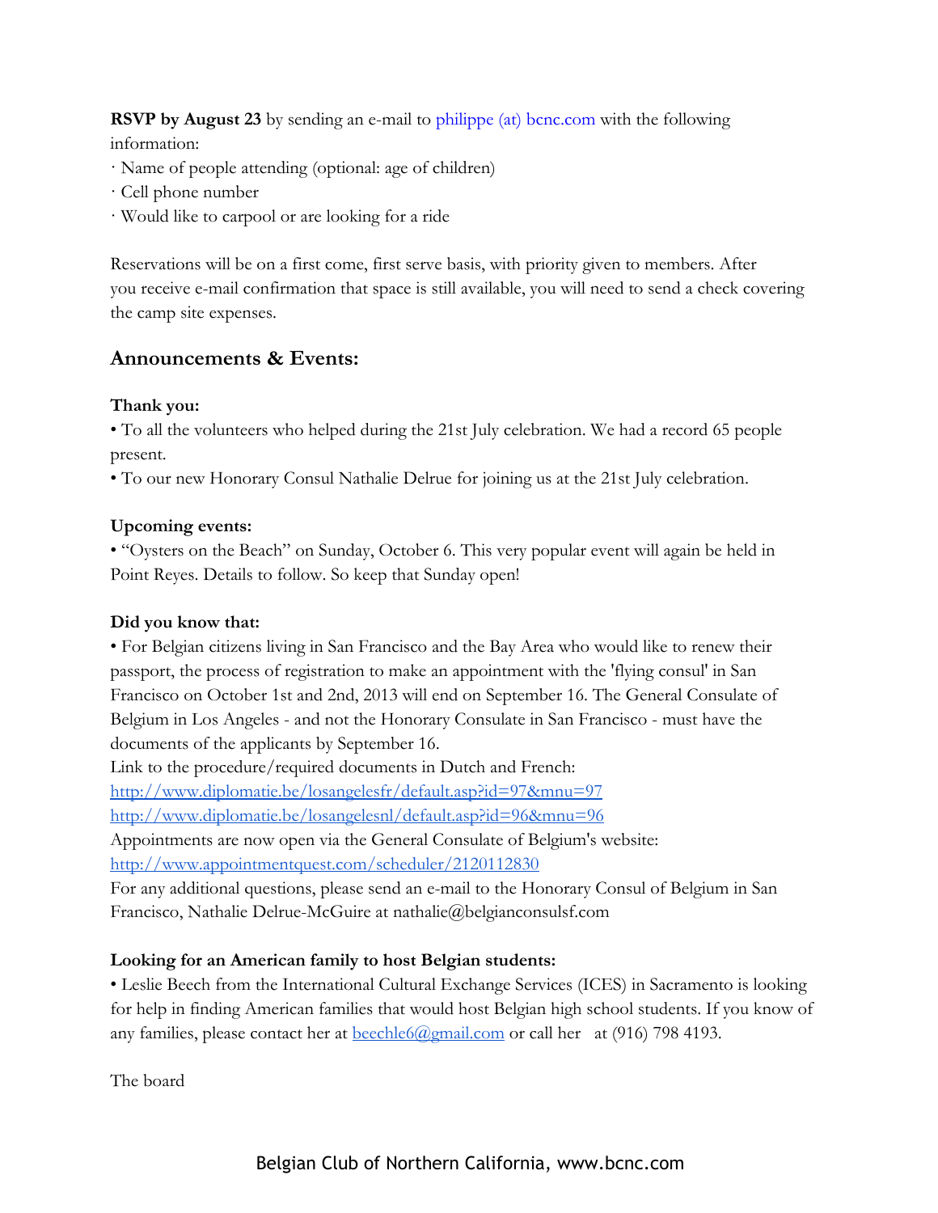**RSVP by August 23** by sending an e-mail to philippe (at) bcnc.com with the following information:

· Name of people attending (optional: age of children)
· Cell phone number
· Would like to carpool or are looking for a ride

Reservations will be on a first come, first serve basis, with priority given to members. After you receive e-mail confirmation that space is still available, you will need to send a check covering the camp site expenses.

## Announcements & Events:

**Thank you:**

• To all the volunteers who helped during the 21st July celebration. We had a record 65 people present.
• To our new Honorary Consul Nathalie Delrue for joining us at the 21st July celebration.

**Upcoming events:**

• "Oysters on the Beach" on Sunday, October 6. This very popular event will again be held in Point Reyes. Details to follow. So keep that Sunday open!

**Did you know that:**

• For Belgian citizens living in San Francisco and the Bay Area who would like to renew their passport, the process of registration to make an appointment with the 'flying consul' in San Francisco on October 1st and 2nd, 2013 will end on September 16. The General Consulate of Belgium in Los Angeles - and not the Honorary Consulate in San Francisco - must have the documents of the applicants by September 16.

Link to the procedure/required documents in Dutch and French:
http://www.diplomatie.be/losangelesfr/default.asp?id=97&mnu=97
http://www.diplomatie.be/losangelesnl/default.asp?id=96&mnu=96

Appointments are now open via the General Consulate of Belgium's website:
http://www.appointmentquest.com/scheduler/2120112830

For any additional questions, please send an e-mail to the Honorary Consul of Belgium in San Francisco, Nathalie Delrue-McGuire at nathalie@belgianconsulsf.com

**Looking for an American family to host Belgian students:**

• Leslie Beech from the International Cultural Exchange Services (ICES) in Sacramento is looking for help in finding American families that would host Belgian high school students. If you know of any families, please contact her at beechle6@gmail.com or call her at (916) 798 4193.

The board

Belgian Club of Northern California, www.bcnc.com